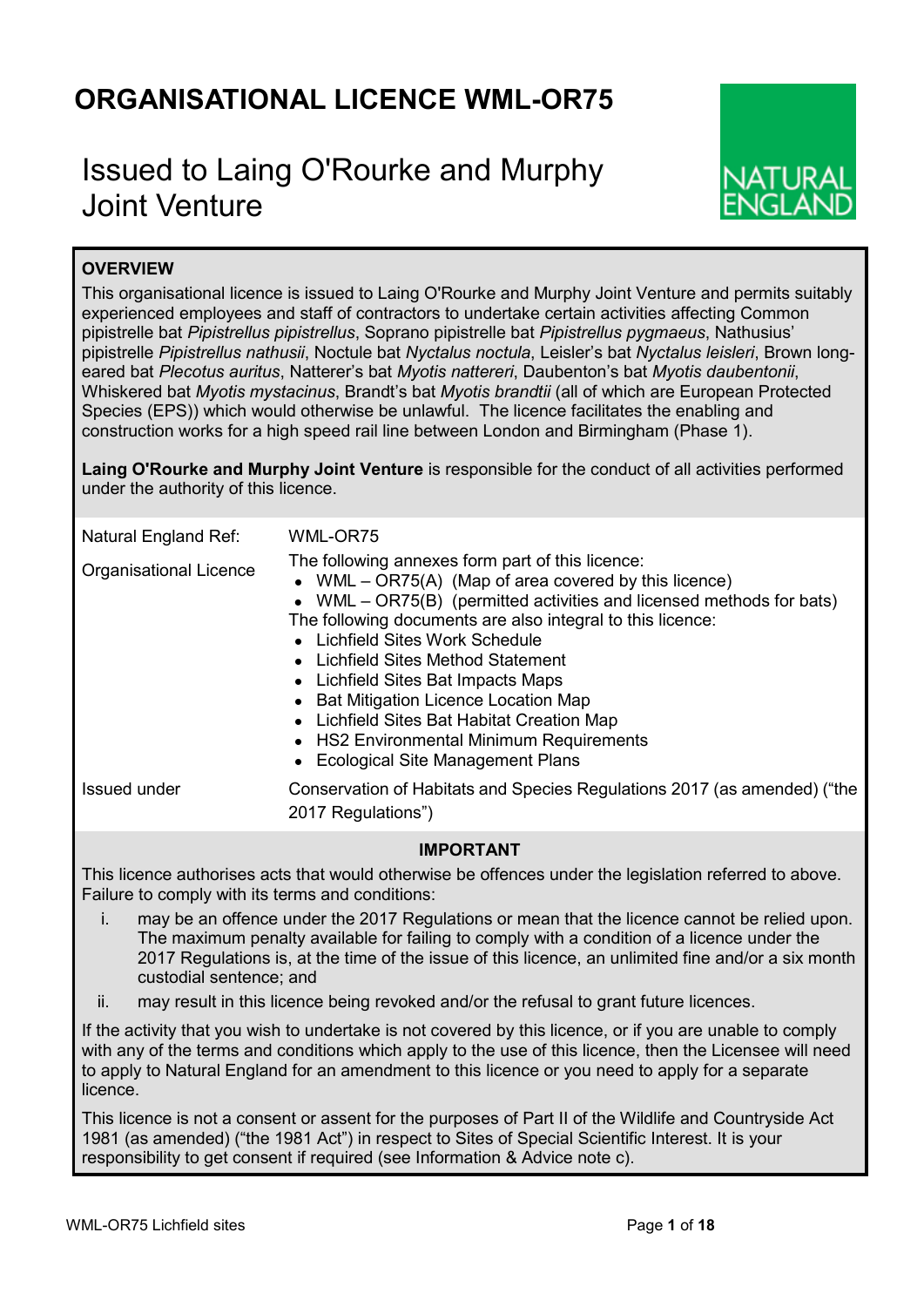# ORGANISATIONAL LICENCE WML-OR75

## Issued to Laing O'Rourke and Murphy Joint Venture

**OVERVIEW**

This organisational licence is issued to Laing O'Rourke and Murphy Joint Venture and permits suitably experienced employees and staff of contractors to undertake certain activities affecting Common pipistrelle bat *Pipistrellus pipistrellus*, Soprano pipistrelle bat *Pipistrellus pygmaeus*, Nathusius' pipistrelle *Pipistrellus nathusii*, Noctule bat *Nyctalus noctula*, Leisler's bat *Nyctalus leisleri*, Brown long-eared bat *Plecotus auritus*, Natterer's bat *Myotis nattereri*, Daubenton's bat *Myotis daubentonii*, Whiskered bat *Myotis mystacinus*, Brandt's bat *Myotis brandtii* (all of which are European Protected Species (EPS)) which would otherwise be unlawful. The licence facilitates the enabling and construction works for a high speed rail line between London and Birmingham (Phase 1).

**Laing O'Rourke and Murphy Joint Venture** is responsible for the conduct of all activities performed under the authority of this licence.

| | |
|---|---|
| Natural England Ref: | WML-OR75 |
| Organisational Licence | The following annexes form part of this licence:<br>• WML – OR75(A) (Map of area covered by this licence)<br>• WML – OR75(B) (permitted activities and licensed methods for bats)<br>The following documents are also integral to this licence:<br>• Lichfield Sites Work Schedule<br>• Lichfield Sites Method Statement<br>• Lichfield Sites Bat Impacts Maps<br>• Bat Mitigation Licence Location Map<br>• Lichfield Sites Bat Habitat Creation Map<br>• HS2 Environmental Minimum Requirements<br>• Ecological Site Management Plans |
| Issued under | Conservation of Habitats and Species Regulations 2017 (as amended) ("the 2017 Regulations") |

**IMPORTANT**

This licence authorises acts that would otherwise be offences under the legislation referred to above. Failure to comply with its terms and conditions:

i. may be an offence under the 2017 Regulations or mean that the licence cannot be relied upon. The maximum penalty available for failing to comply with a condition of a licence under the 2017 Regulations is, at the time of the issue of this licence, an unlimited fine and/or a six month custodial sentence; and

ii. may result in this licence being revoked and/or the refusal to grant future licences.

If the activity that you wish to undertake is not covered by this licence, or if you are unable to comply with any of the terms and conditions which apply to the use of this licence, then the Licensee will need to apply to Natural England for an amendment to this licence or you need to apply for a separate licence.

This licence is not a consent or assent for the purposes of Part II of the Wildlife and Countryside Act 1981 (as amended) ("the 1981 Act") in respect to Sites of Special Scientific Interest. It is your responsibility to get consent if required (see Information & Advice note c).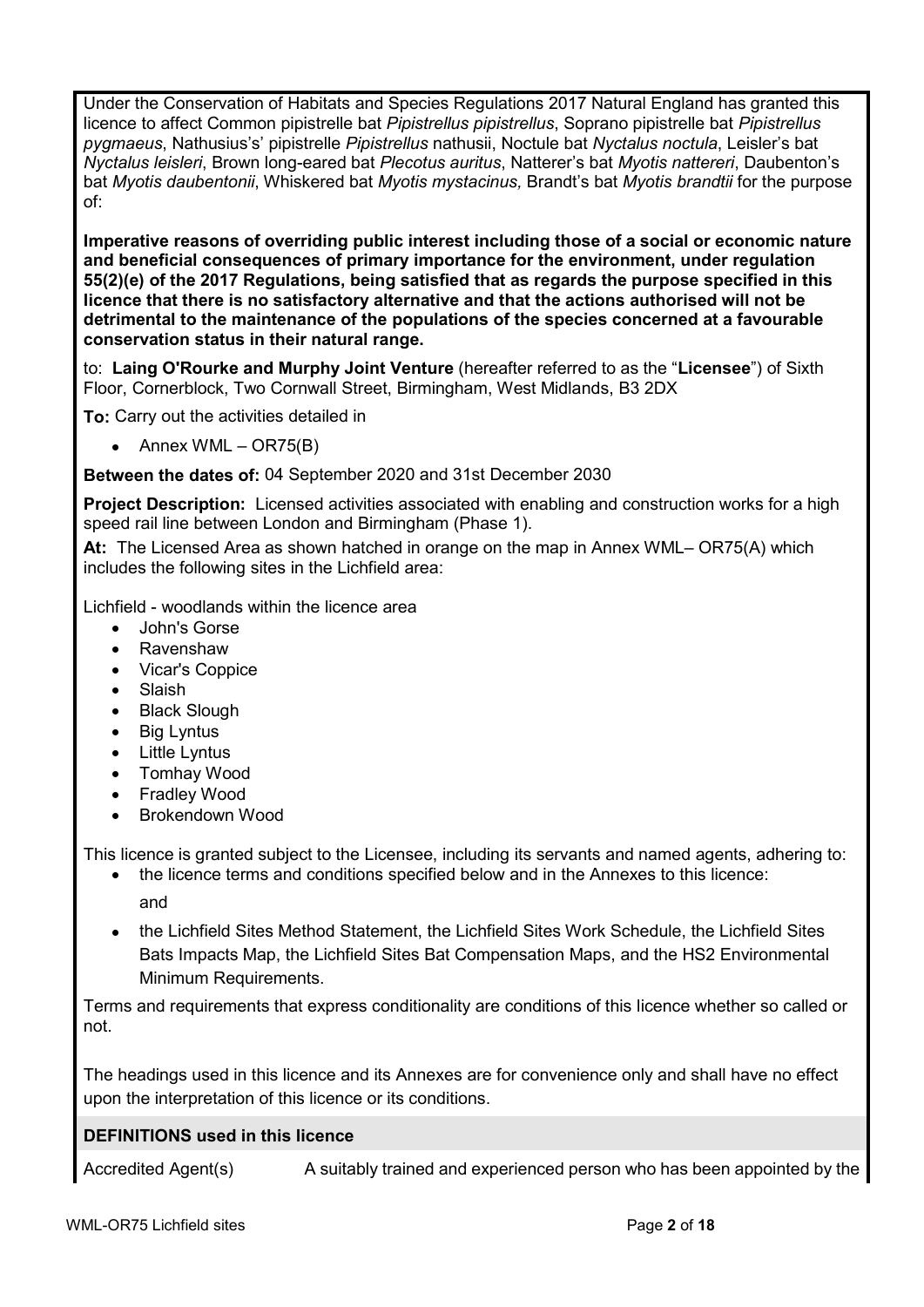Under the Conservation of Habitats and Species Regulations 2017 Natural England has granted this licence to affect Common pipistrelle bat *Pipistrellus pipistrellus*, Soprano pipistrelle bat *Pipistrellus pygmaeus*, Nathusius's' pipistrelle *Pipistrellus* nathusii, Noctule bat *Nyctalus noctula*, Leisler's bat *Nyctalus leisleri*, Brown long-eared bat *Plecotus auritus*, Natterer's bat *Myotis nattereri*, Daubenton's bat *Myotis daubentonii*, Whiskered bat *Myotis mystacinus,* Brandt's bat *Myotis brandtii* for the purpose of:

**Imperative reasons of overriding public interest including those of a social or economic nature and beneficial consequences of primary importance for the environment, under regulation 55(2)(e) of the 2017 Regulations, being satisfied that as regards the purpose specified in this licence that there is no satisfactory alternative and that the actions authorised will not be detrimental to the maintenance of the populations of the species concerned at a favourable conservation status in their natural range.**

to: **Laing O'Rourke and Murphy Joint Venture** (hereafter referred to as the "**Licensee**") of Sixth Floor, Cornerblock, Two Cornwall Street, Birmingham, West Midlands, B3 2DX

**To:** Carry out the activities detailed in

- Annex WML – OR75(B)

**Between the dates of:** 04 September 2020 and 31st December 2030

**Project Description:** Licensed activities associated with enabling and construction works for a high speed rail line between London and Birmingham (Phase 1).

**At:** The Licensed Area as shown hatched in orange on the map in Annex WML– OR75(A) which includes the following sites in the Lichfield area:

Lichfield - woodlands within the licence area

- John's Gorse
- Ravenshaw
- Vicar's Coppice
- Slaish
- Black Slough
- Big Lyntus
- Little Lyntus
- Tomhay Wood
- Fradley Wood
- Brokendown Wood

This licence is granted subject to the Licensee, including its servants and named agents, adhering to:

- the licence terms and conditions specified below and in the Annexes to this licence:

  and

- the Lichfield Sites Method Statement, the Lichfield Sites Work Schedule, the Lichfield Sites Bats Impacts Map, the Lichfield Sites Bat Compensation Maps, and the HS2 Environmental Minimum Requirements.

Terms and requirements that express conditionality are conditions of this licence whether so called or not.

The headings used in this licence and its Annexes are for convenience only and shall have no effect upon the interpretation of this licence or its conditions.

**DEFINITIONS used in this licence**

| | |
|---|---|
| Accredited Agent(s) | A suitably trained and experienced person who has been appointed by the |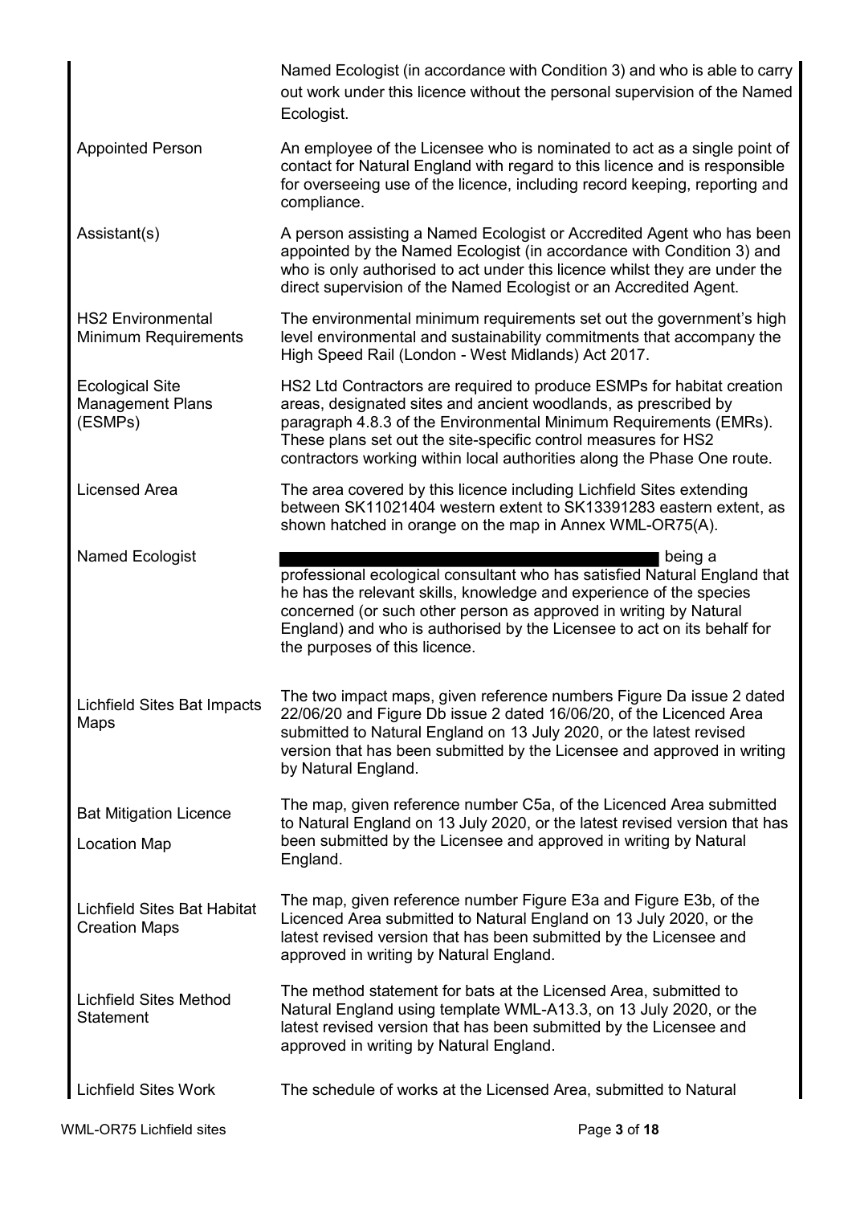| | |
|---|---|
| | Named Ecologist (in accordance with Condition 3) and who is able to carry out work under this licence without the personal supervision of the Named Ecologist. |
| Appointed Person | An employee of the Licensee who is nominated to act as a single point of contact for Natural England with regard to this licence and is responsible for overseeing use of the licence, including record keeping, reporting and compliance. |
| Assistant(s) | A person assisting a Named Ecologist or Accredited Agent who has been appointed by the Named Ecologist (in accordance with Condition 3) and who is only authorised to act under this licence whilst they are under the direct supervision of the Named Ecologist or an Accredited Agent. |
| HS2 Environmental Minimum Requirements | The environmental minimum requirements set out the government's high level environmental and sustainability commitments that accompany the High Speed Rail (London - West Midlands) Act 2017. |
| Ecological Site Management Plans (ESMPs) | HS2 Ltd Contractors are required to produce ESMPs for habitat creation areas, designated sites and ancient woodlands, as prescribed by paragraph 4.8.3 of the Environmental Minimum Requirements (EMRs). These plans set out the site-specific control measures for HS2 contractors working within local authorities along the Phase One route. |
| Licensed Area | The area covered by this licence including Lichfield Sites extending between SK11021404 western extent to SK13391283 eastern extent, as shown hatched in orange on the map in Annex WML-OR75(A). |
| Named Ecologist | [REDACTED] being a professional ecological consultant who has satisfied Natural England that he has the relevant skills, knowledge and experience of the species concerned (or such other person as approved in writing by Natural England) and who is authorised by the Licensee to act on its behalf for the purposes of this licence. |
| Lichfield Sites Bat Impacts Maps | The two impact maps, given reference numbers Figure Da issue 2 dated 22/06/20 and Figure Db issue 2 dated 16/06/20, of the Licenced Area submitted to Natural England on 13 July 2020, or the latest revised version that has been submitted by the Licensee and approved in writing by Natural England. |
| Bat Mitigation Licence Location Map | The map, given reference number C5a, of the Licenced Area submitted to Natural England on 13 July 2020, or the latest revised version that has been submitted by the Licensee and approved in writing by Natural England. |
| Lichfield Sites Bat Habitat Creation Maps | The map, given reference number Figure E3a and Figure E3b, of the Licenced Area submitted to Natural England on 13 July 2020, or the latest revised version that has been submitted by the Licensee and approved in writing by Natural England. |
| Lichfield Sites Method Statement | The method statement for bats at the Licensed Area, submitted to Natural England using template WML-A13.3, on 13 July 2020, or the latest revised version that has been submitted by the Licensee and approved in writing by Natural England. |
| Lichfield Sites Work | The schedule of works at the Licensed Area, submitted to Natural |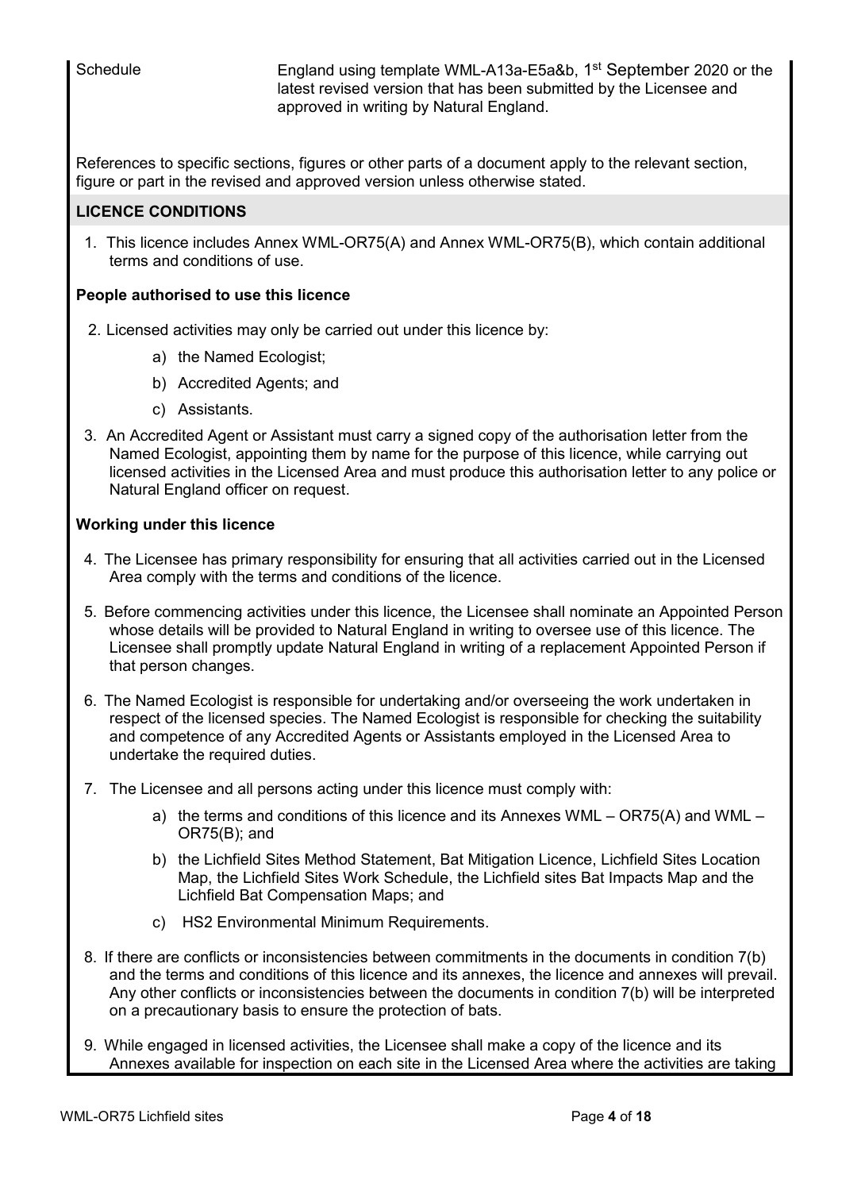| Schedule | England using template WML-A13a-E5a&b, 1st September 2020 or the latest revised version that has been submitted by the Licensee and approved in writing by Natural England. |
|---|---|

References to specific sections, figures or other parts of a document apply to the relevant section, figure or part in the revised and approved version unless otherwise stated.

## LICENCE CONDITIONS

1. This licence includes Annex WML-OR75(A) and Annex WML-OR75(B), which contain additional terms and conditions of use.

### People authorised to use this licence

2. Licensed activities may only be carried out under this licence by:
   a) the Named Ecologist;
   b) Accredited Agents; and
   c) Assistants.
3. An Accredited Agent or Assistant must carry a signed copy of the authorisation letter from the Named Ecologist, appointing them by name for the purpose of this licence, while carrying out licensed activities in the Licensed Area and must produce this authorisation letter to any police or Natural England officer on request.

### Working under this licence

4. The Licensee has primary responsibility for ensuring that all activities carried out in the Licensed Area comply with the terms and conditions of the licence.
5. Before commencing activities under this licence, the Licensee shall nominate an Appointed Person whose details will be provided to Natural England in writing to oversee use of this licence. The Licensee shall promptly update Natural England in writing of a replacement Appointed Person if that person changes.
6. The Named Ecologist is responsible for undertaking and/or overseeing the work undertaken in respect of the licensed species. The Named Ecologist is responsible for checking the suitability and competence of any Accredited Agents or Assistants employed in the Licensed Area to undertake the required duties.
7. The Licensee and all persons acting under this licence must comply with:
   a) the terms and conditions of this licence and its Annexes WML – OR75(A) and WML – OR75(B); and
   b) the Lichfield Sites Method Statement, Bat Mitigation Licence, Lichfield Sites Location Map, the Lichfield Sites Work Schedule, the Lichfield sites Bat Impacts Map and the Lichfield Bat Compensation Maps; and
   c) HS2 Environmental Minimum Requirements.
8. If there are conflicts or inconsistencies between commitments in the documents in condition 7(b) and the terms and conditions of this licence and its annexes, the licence and annexes will prevail. Any other conflicts or inconsistencies between the documents in condition 7(b) will be interpreted on a precautionary basis to ensure the protection of bats.
9. While engaged in licensed activities, the Licensee shall make a copy of the licence and its Annexes available for inspection on each site in the Licensed Area where the activities are taking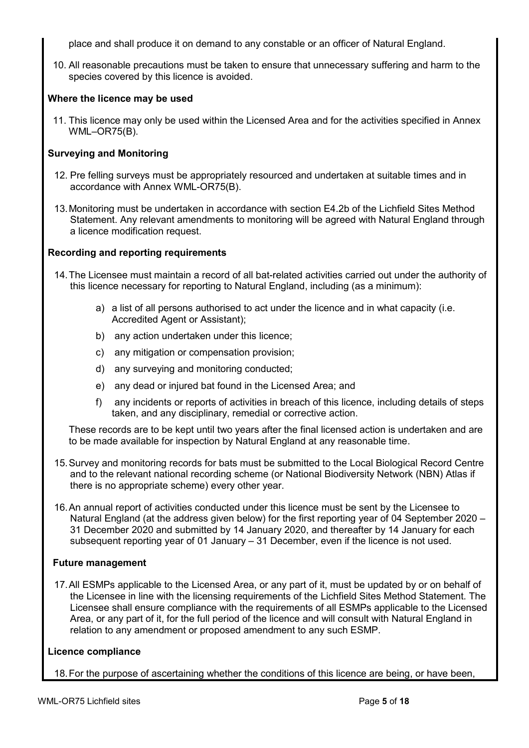place and shall produce it on demand to any constable or an officer of Natural England.

10. All reasonable precautions must be taken to ensure that unnecessary suffering and harm to the species covered by this licence is avoided.

**Where the licence may be used**

11. This licence may only be used within the Licensed Area and for the activities specified in Annex WML–OR75(B).

**Surveying and Monitoring**

12. Pre felling surveys must be appropriately resourced and undertaken at suitable times and in accordance with Annex WML-OR75(B).

13. Monitoring must be undertaken in accordance with section E4.2b of the Lichfield Sites Method Statement. Any relevant amendments to monitoring will be agreed with Natural England through a licence modification request.

**Recording and reporting requirements**

14. The Licensee must maintain a record of all bat-related activities carried out under the authority of this licence necessary for reporting to Natural England, including (as a minimum):

    a) a list of all persons authorised to act under the licence and in what capacity (i.e. Accredited Agent or Assistant);

    b) any action undertaken under this licence;

    c) any mitigation or compensation provision;

    d) any surveying and monitoring conducted;

    e) any dead or injured bat found in the Licensed Area; and

    f) any incidents or reports of activities in breach of this licence, including details of steps taken, and any disciplinary, remedial or corrective action.

    These records are to be kept until two years after the final licensed action is undertaken and are to be made available for inspection by Natural England at any reasonable time.

15. Survey and monitoring records for bats must be submitted to the Local Biological Record Centre and to the relevant national recording scheme (or National Biodiversity Network (NBN) Atlas if there is no appropriate scheme) every other year.

16. An annual report of activities conducted under this licence must be sent by the Licensee to Natural England (at the address given below) for the first reporting year of 04 September 2020 – 31 December 2020 and submitted by 14 January 2020, and thereafter by 14 January for each subsequent reporting year of 01 January – 31 December, even if the licence is not used.

**Future management**

17. All ESMPs applicable to the Licensed Area, or any part of it, must be updated by or on behalf of the Licensee in line with the licensing requirements of the Lichfield Sites Method Statement. The Licensee shall ensure compliance with the requirements of all ESMPs applicable to the Licensed Area, or any part of it, for the full period of the licence and will consult with Natural England in relation to any amendment or proposed amendment to any such ESMP.

**Licence compliance**

18. For the purpose of ascertaining whether the conditions of this licence are being, or have been,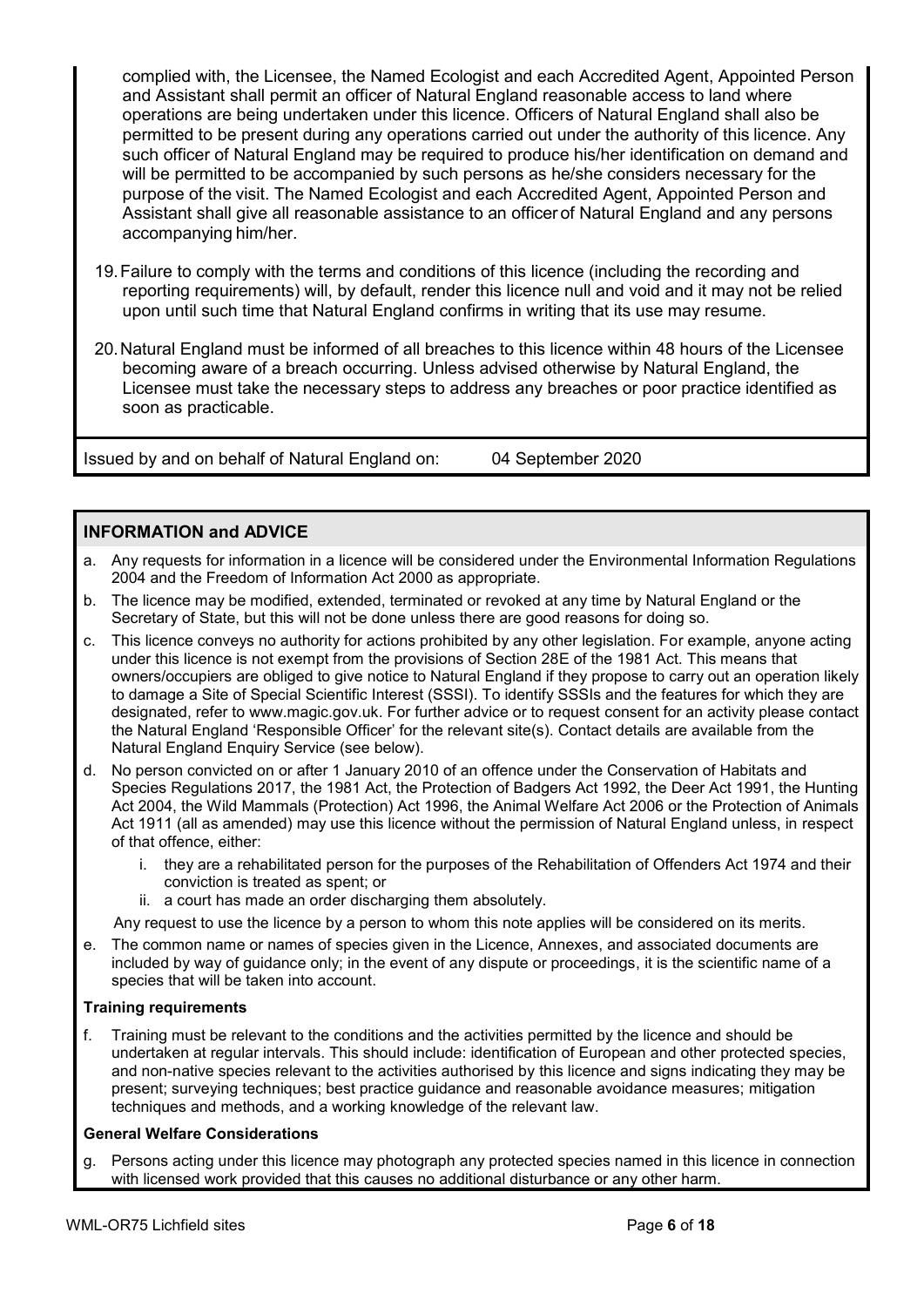complied with, the Licensee, the Named Ecologist and each Accredited Agent, Appointed Person and Assistant shall permit an officer of Natural England reasonable access to land where operations are being undertaken under this licence. Officers of Natural England shall also be permitted to be present during any operations carried out under the authority of this licence. Any such officer of Natural England may be required to produce his/her identification on demand and will be permitted to be accompanied by such persons as he/she considers necessary for the purpose of the visit. The Named Ecologist and each Accredited Agent, Appointed Person and Assistant shall give all reasonable assistance to an officer of Natural England and any persons accompanying him/her.

19. Failure to comply with the terms and conditions of this licence (including the recording and reporting requirements) will, by default, render this licence null and void and it may not be relied upon until such time that Natural England confirms in writing that its use may resume.

20. Natural England must be informed of all breaches to this licence within 48 hours of the Licensee becoming aware of a breach occurring. Unless advised otherwise by Natural England, the Licensee must take the necessary steps to address any breaches or poor practice identified as soon as practicable.

Issued by and on behalf of Natural England on: 04 September 2020

## INFORMATION and ADVICE

a. Any requests for information in a licence will be considered under the Environmental Information Regulations 2004 and the Freedom of Information Act 2000 as appropriate.

b. The licence may be modified, extended, terminated or revoked at any time by Natural England or the Secretary of State, but this will not be done unless there are good reasons for doing so.

c. This licence conveys no authority for actions prohibited by any other legislation. For example, anyone acting under this licence is not exempt from the provisions of Section 28E of the 1981 Act. This means that owners/occupiers are obliged to give notice to Natural England if they propose to carry out an operation likely to damage a Site of Special Scientific Interest (SSSI). To identify SSSIs and the features for which they are designated, refer to www.magic.gov.uk. For further advice or to request consent for an activity please contact the Natural England 'Responsible Officer' for the relevant site(s). Contact details are available from the Natural England Enquiry Service (see below).

d. No person convicted on or after 1 January 2010 of an offence under the Conservation of Habitats and Species Regulations 2017, the 1981 Act, the Protection of Badgers Act 1992, the Deer Act 1991, the Hunting Act 2004, the Wild Mammals (Protection) Act 1996, the Animal Welfare Act 2006 or the Protection of Animals Act 1911 (all as amended) may use this licence without the permission of Natural England unless, in respect of that offence, either:
   i. they are a rehabilitated person for the purposes of the Rehabilitation of Offenders Act 1974 and their conviction is treated as spent; or
   ii. a court has made an order discharging them absolutely.

   Any request to use the licence by a person to whom this note applies will be considered on its merits.

e. The common name or names of species given in the Licence, Annexes, and associated documents are included by way of guidance only; in the event of any dispute or proceedings, it is the scientific name of a species that will be taken into account.

**Training requirements**

f. Training must be relevant to the conditions and the activities permitted by the licence and should be undertaken at regular intervals. This should include: identification of European and other protected species, and non-native species relevant to the activities authorised by this licence and signs indicating they may be present; surveying techniques; best practice guidance and reasonable avoidance measures; mitigation techniques and methods, and a working knowledge of the relevant law.

**General Welfare Considerations**

g. Persons acting under this licence may photograph any protected species named in this licence in connection with licensed work provided that this causes no additional disturbance or any other harm.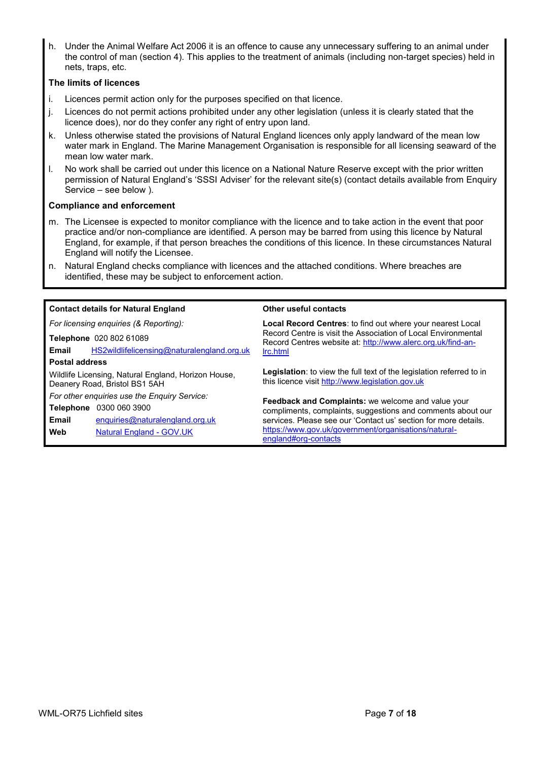h. Under the Animal Welfare Act 2006 it is an offence to cause any unnecessary suffering to an animal under the control of man (section 4). This applies to the treatment of animals (including non-target species) held in nets, traps, etc.

**The limits of licences**

i. Licences permit action only for the purposes specified on that licence.

j. Licences do not permit actions prohibited under any other legislation (unless it is clearly stated that the licence does), nor do they confer any right of entry upon land.

k. Unless otherwise stated the provisions of Natural England licences only apply landward of the mean low water mark in England. The Marine Management Organisation is responsible for all licensing seaward of the mean low water mark.

l. No work shall be carried out under this licence on a National Nature Reserve except with the prior written permission of Natural England's 'SSSI Adviser' for the relevant site(s) (contact details available from Enquiry Service – see below ).

**Compliance and enforcement**

m. The Licensee is expected to monitor compliance with the licence and to take action in the event that poor practice and/or non-compliance are identified. A person may be barred from using this licence by Natural England, for example, if that person breaches the conditions of this licence. In these circumstances Natural England will notify the Licensee.

n. Natural England checks compliance with licences and the attached conditions. Where breaches are identified, these may be subject to enforcement action.

**Contact details for Natural England**

*For licensing enquiries (& Reporting):*

**Telephone** 020 802 61089

**Email** HS2wildlifelicensing@naturalengland.org.uk

**Postal address**

Wildlife Licensing, Natural England, Horizon House, Deanery Road, Bristol BS1 5AH

*For other enquiries use the Enquiry Service:*

**Telephone** 0300 060 3900

**Email** enquiries@naturalengland.org.uk

**Web** Natural England - GOV.UK

**Other useful contacts**

**Local Record Centres**: to find out where your nearest Local Record Centre is visit the Association of Local Environmental Record Centres website at: http://www.alerc.org.uk/find-an-lrc.html

**Legislation**: to view the full text of the legislation referred to in this licence visit http://www.legislation.gov.uk

**Feedback and Complaints:** we welcome and value your compliments, complaints, suggestions and comments about our services. Please see our 'Contact us' section for more details. https://www.gov.uk/government/organisations/natural-england#org-contacts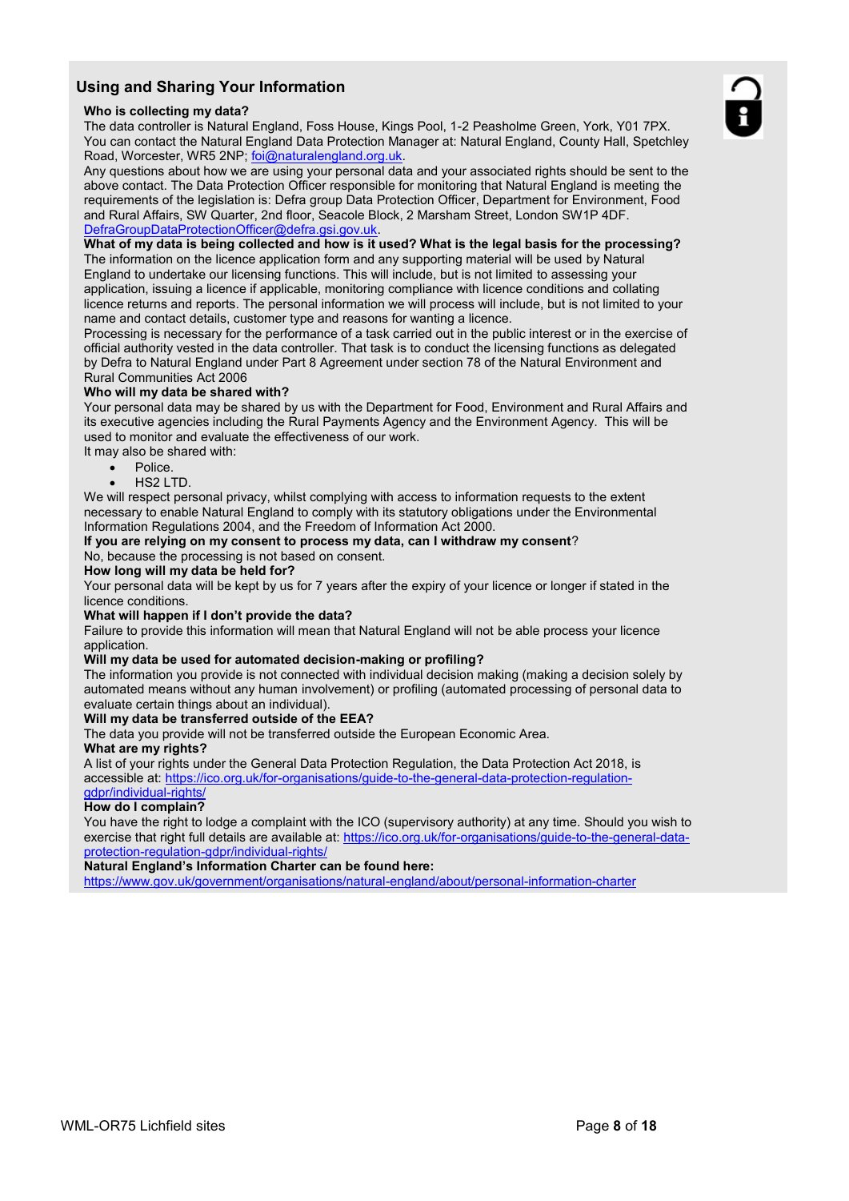## Using and Sharing Your Information

**Who is collecting my data?**

The data controller is Natural England, Foss House, Kings Pool, 1-2 Peasholme Green, York, Y01 7PX. You can contact the Natural England Data Protection Manager at: Natural England, County Hall, Spetchley Road, Worcester, WR5 2NP; foi@naturalengland.org.uk.

Any questions about how we are using your personal data and your associated rights should be sent to the above contact. The Data Protection Officer responsible for monitoring that Natural England is meeting the requirements of the legislation is: Defra group Data Protection Officer, Department for Environment, Food and Rural Affairs, SW Quarter, 2nd floor, Seacole Block, 2 Marsham Street, London SW1P 4DF. DefraGroupDataProtectionOfficer@defra.gsi.gov.uk.

**What of my data is being collected and how is it used? What is the legal basis for the processing?**

The information on the licence application form and any supporting material will be used by Natural England to undertake our licensing functions. This will include, but is not limited to assessing your application, issuing a licence if applicable, monitoring compliance with licence conditions and collating licence returns and reports. The personal information we will process will include, but is not limited to your name and contact details, customer type and reasons for wanting a licence.

Processing is necessary for the performance of a task carried out in the public interest or in the exercise of official authority vested in the data controller. That task is to conduct the licensing functions as delegated by Defra to Natural England under Part 8 Agreement under section 78 of the Natural Environment and Rural Communities Act 2006

**Who will my data be shared with?**

Your personal data may be shared by us with the Department for Food, Environment and Rural Affairs and its executive agencies including the Rural Payments Agency and the Environment Agency. This will be used to monitor and evaluate the effectiveness of our work.

It may also be shared with:

- Police.
- HS2 LTD.

We will respect personal privacy, whilst complying with access to information requests to the extent necessary to enable Natural England to comply with its statutory obligations under the Environmental Information Regulations 2004, and the Freedom of Information Act 2000.

**If you are relying on my consent to process my data, can I withdraw my consent**?

No, because the processing is not based on consent.

**How long will my data be held for?**

Your personal data will be kept by us for 7 years after the expiry of your licence or longer if stated in the licence conditions.

**What will happen if I don't provide the data?**

Failure to provide this information will mean that Natural England will not be able process your licence application.

**Will my data be used for automated decision-making or profiling?**

The information you provide is not connected with individual decision making (making a decision solely by automated means without any human involvement) or profiling (automated processing of personal data to evaluate certain things about an individual).

**Will my data be transferred outside of the EEA?**

The data you provide will not be transferred outside the European Economic Area.

**What are my rights?**

A list of your rights under the General Data Protection Regulation, the Data Protection Act 2018, is accessible at: https://ico.org.uk/for-organisations/guide-to-the-general-data-protection-regulation-gdpr/individual-rights/

**How do I complain?**

You have the right to lodge a complaint with the ICO (supervisory authority) at any time. Should you wish to exercise that right full details are available at: https://ico.org.uk/for-organisations/guide-to-the-general-data-protection-regulation-gdpr/individual-rights/

**Natural England's Information Charter can be found here:**

https://www.gov.uk/government/organisations/natural-england/about/personal-information-charter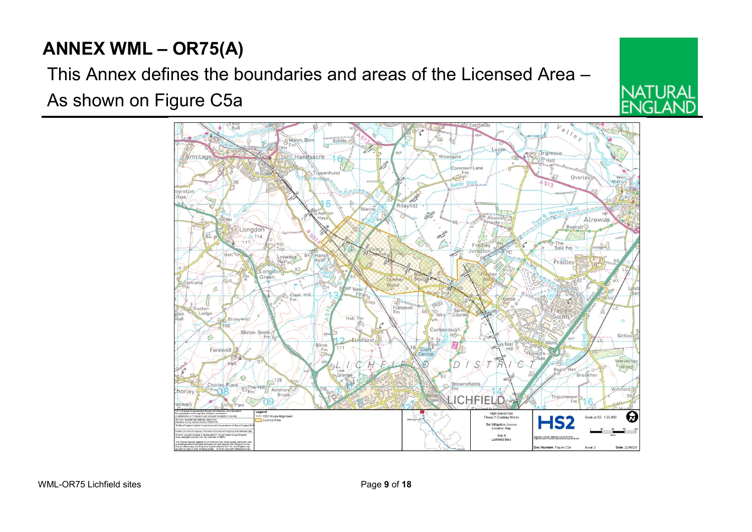# ANNEX WML – OR75(A)

This Annex defines the boundaries and areas of the Licensed Area –

As shown on Figure C5a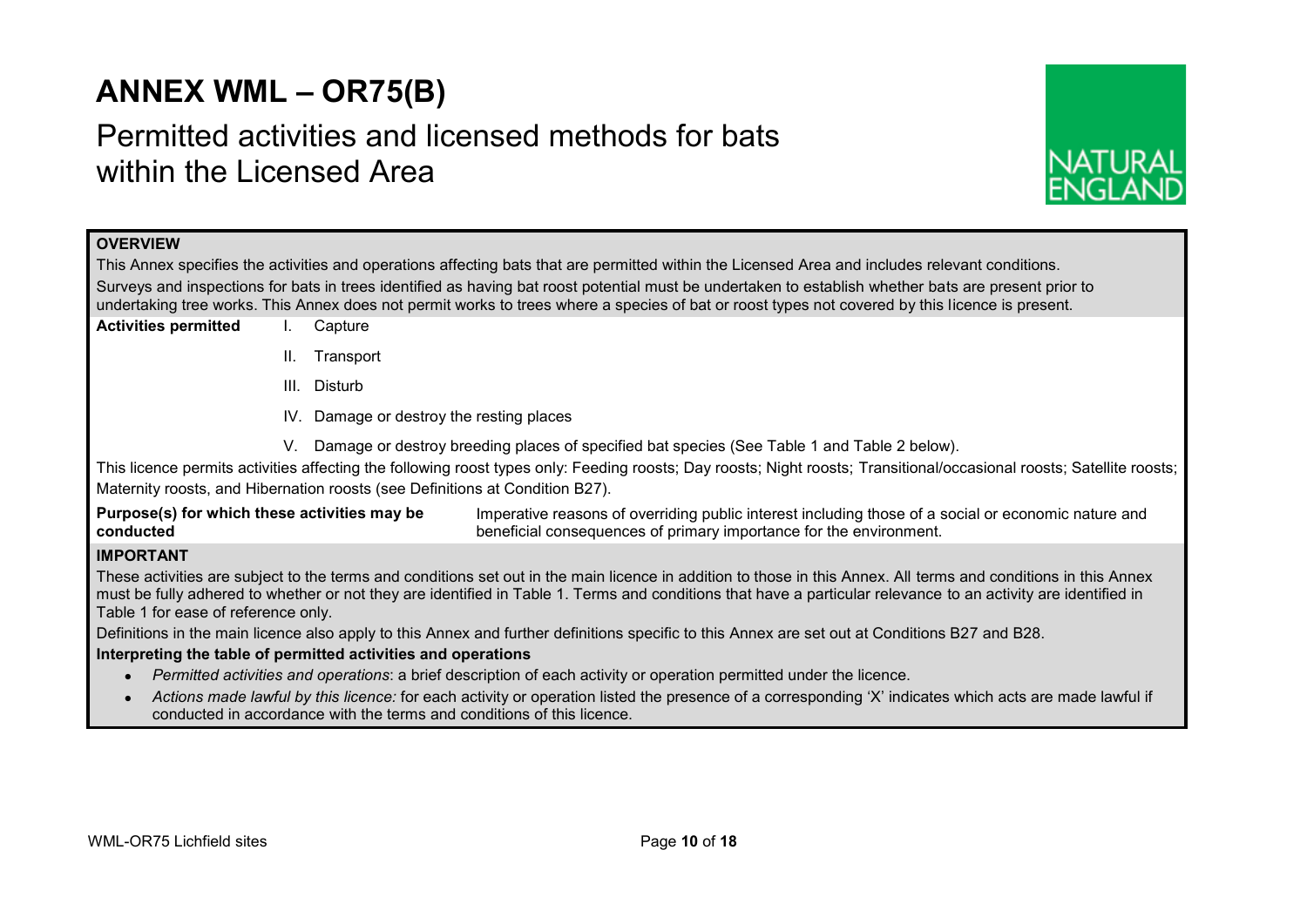# ANNEX WML – OR75(B)

## Permitted activities and licensed methods for bats within the Licensed Area

**OVERVIEW**

This Annex specifies the activities and operations affecting bats that are permitted within the Licensed Area and includes relevant conditions.

Surveys and inspections for bats in trees identified as having bat roost potential must be undertaken to establish whether bats are present prior to undertaking tree works. This Annex does not permit works to trees where a species of bat or roost types not covered by this licence is present.

**Activities permitted**

I. Capture

II. Transport

III. Disturb

IV. Damage or destroy the resting places

V. Damage or destroy breeding places of specified bat species (See Table 1 and Table 2 below).

This licence permits activities affecting the following roost types only: Feeding roosts; Day roosts; Night roosts; Transitional/occasional roosts; Satellite roosts; Maternity roosts, and Hibernation roosts (see Definitions at Condition B27).

**Purpose(s) for which these activities may be conducted**: Imperative reasons of overriding public interest including those of a social or economic nature and beneficial consequences of primary importance for the environment.

**IMPORTANT**

These activities are subject to the terms and conditions set out in the main licence in addition to those in this Annex. All terms and conditions in this Annex must be fully adhered to whether or not they are identified in Table 1. Terms and conditions that have a particular relevance to an activity are identified in Table 1 for ease of reference only.

Definitions in the main licence also apply to this Annex and further definitions specific to this Annex are set out at Conditions B27 and B28.

**Interpreting the table of permitted activities and operations**

- *Permitted activities and operations*: a brief description of each activity or operation permitted under the licence.
- *Actions made lawful by this licence:* for each activity or operation listed the presence of a corresponding 'X' indicates which acts are made lawful if conducted in accordance with the terms and conditions of this licence.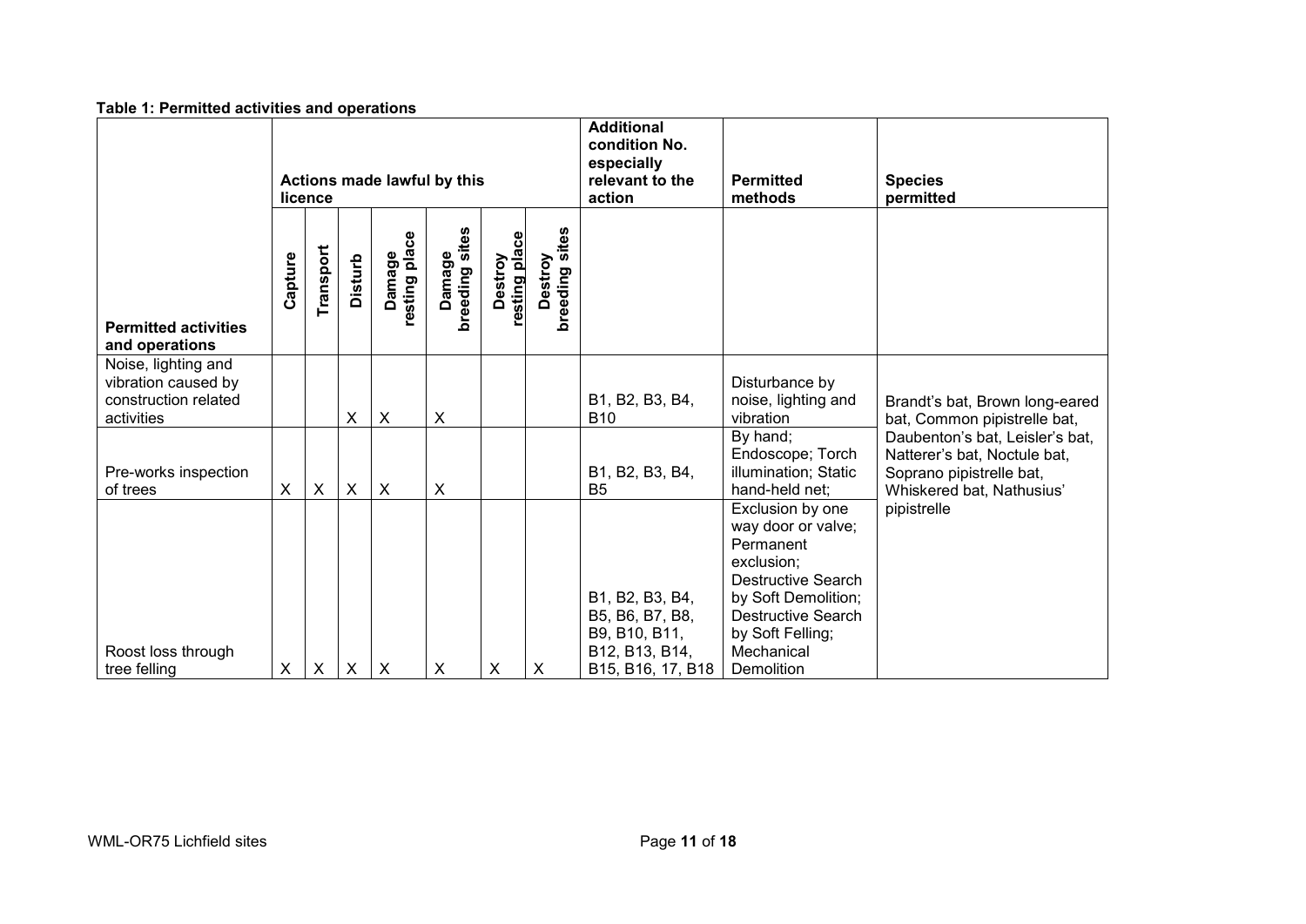**Table 1: Permitted activities and operations**

| | Actions made lawful by this licence | | | | | | | Additional condition No. especially relevant to the action | Permitted methods | Species permitted |
|---|---|---|---|---|---|---|---|---|---|---|
| **Permitted activities and operations** | **Capture** | **Transport** | **Disturb** | **Damage resting place** | **Damage breeding sites** | **Destroy resting place** | **Destroy breeding sites** | | | |
| Noise, lighting and vibration caused by construction related activities | | | X | X | X | | | B1, B2, B3, B4, B10 | Disturbance by noise, lighting and vibration | Brandt's bat, Brown long-eared bat, Common pipistrelle bat, Daubenton's bat, Leisler's bat, Natterer's bat, Noctule bat, Soprano pipistrelle bat, Whiskered bat, Nathusius' pipistrelle |
| Pre-works inspection of trees | X | X | X | X | X | | | B1, B2, B3, B4, B5 | By hand; Endoscope; Torch illumination; Static hand-held net; | |
| Roost loss through tree felling | X | X | X | X | X | X | X | B1, B2, B3, B4, B5, B6, B7, B8, B9, B10, B11, B12, B13, B14, B15, B16, 17, B18 | Exclusion by one way door or valve; Permanent exclusion; Destructive Search by Soft Demolition; Destructive Search by Soft Felling; Mechanical Demolition | |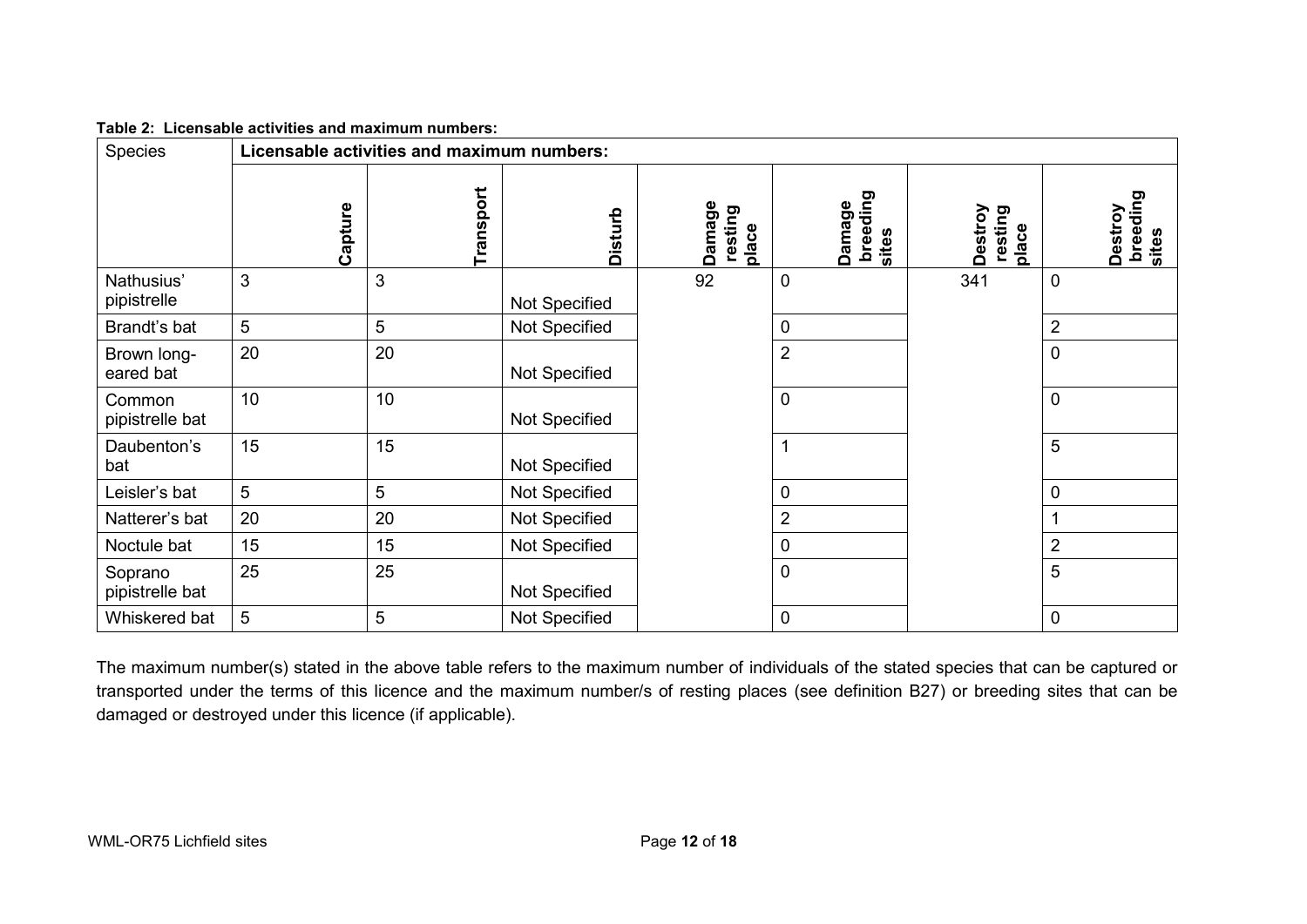**Table 2: Licensable activities and maximum numbers:**

| Species | Licensable activities and maximum numbers: | | | | | | |
|---|---|---|---|---|---|---|---|
| | **Capture** | **Transport** | **Disturb** | **Damage resting place** | **Damage breeding sites** | **Destroy resting place** | **Destroy breeding sites** |
| Nathusius' pipistrelle | 3 | 3 | Not Specified | 92 | 0 | 341 | 0 |
| Brandt's bat | 5 | 5 | Not Specified | | 0 | | 2 |
| Brown long-eared bat | 20 | 20 | Not Specified | | 2 | | 0 |
| Common pipistrelle bat | 10 | 10 | Not Specified | | 0 | | 0 |
| Daubenton's bat | 15 | 15 | Not Specified | | 1 | | 5 |
| Leisler's bat | 5 | 5 | Not Specified | | 0 | | 0 |
| Natterer's bat | 20 | 20 | Not Specified | | 2 | | 1 |
| Noctule bat | 15 | 15 | Not Specified | | 0 | | 2 |
| Soprano pipistrelle bat | 25 | 25 | Not Specified | | 0 | | 5 |
| Whiskered bat | 5 | 5 | Not Specified | | 0 | | 0 |

The maximum number(s) stated in the above table refers to the maximum number of individuals of the stated species that can be captured or transported under the terms of this licence and the maximum number/s of resting places (see definition B27) or breeding sites that can be damaged or destroyed under this licence (if applicable).

WML-OR75 Lichfield sites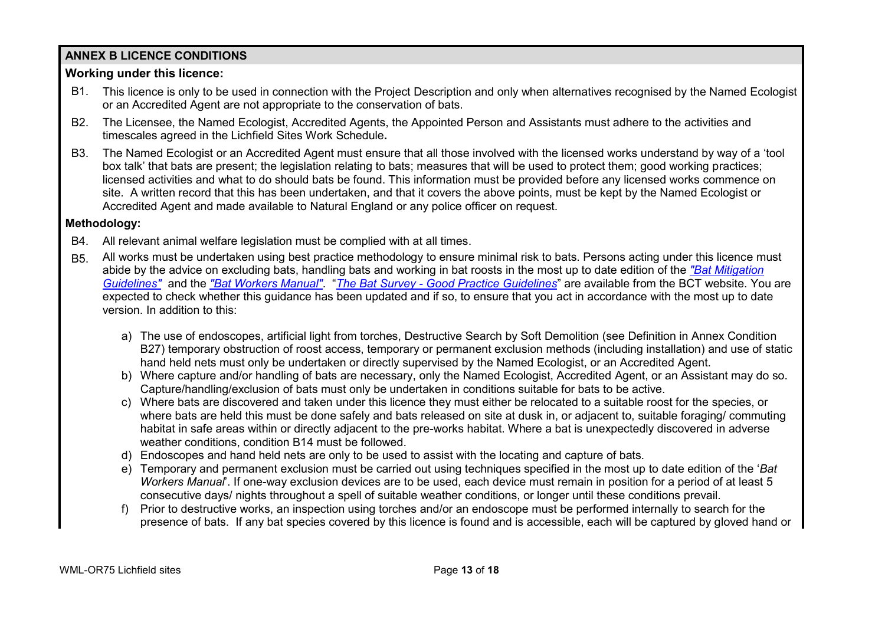## ANNEX B LICENCE CONDITIONS

### Working under this licence:

B1. This licence is only to be used in connection with the Project Description and only when alternatives recognised by the Named Ecologist or an Accredited Agent are not appropriate to the conservation of bats.

B2. The Licensee, the Named Ecologist, Accredited Agents, the Appointed Person and Assistants must adhere to the activities and timescales agreed in the Lichfield Sites Work Schedule**.**

B3. The Named Ecologist or an Accredited Agent must ensure that all those involved with the licensed works understand by way of a 'tool box talk' that bats are present; the legislation relating to bats; measures that will be used to protect them; good working practices; licensed activities and what to do should bats be found. This information must be provided before any licensed works commence on site. A written record that this has been undertaken, and that it covers the above points, must be kept by the Named Ecologist or Accredited Agent and made available to Natural England or any police officer on request.

### Methodology:

B4. All relevant animal welfare legislation must be complied with at all times.

B5. All works must be undertaken using best practice methodology to ensure minimal risk to bats. Persons acting under this licence must abide by the advice on excluding bats, handling bats and working in bat roosts in the most up to date edition of the *"Bat Mitigation Guidelines"* and the *"Bat Workers Manual"*. "*The Bat Survey - Good Practice Guidelines*" are available from the BCT website. You are expected to check whether this guidance has been updated and if so, to ensure that you act in accordance with the most up to date version. In addition to this:

a) The use of endoscopes, artificial light from torches, Destructive Search by Soft Demolition (see Definition in Annex Condition B27) temporary obstruction of roost access, temporary or permanent exclusion methods (including installation) and use of static hand held nets must only be undertaken or directly supervised by the Named Ecologist, or an Accredited Agent.

b) Where capture and/or handling of bats are necessary, only the Named Ecologist, Accredited Agent, or an Assistant may do so. Capture/handling/exclusion of bats must only be undertaken in conditions suitable for bats to be active.

c) Where bats are discovered and taken under this licence they must either be relocated to a suitable roost for the species, or where bats are held this must be done safely and bats released on site at dusk in, or adjacent to, suitable foraging/ commuting habitat in safe areas within or directly adjacent to the pre-works habitat. Where a bat is unexpectedly discovered in adverse weather conditions, condition B14 must be followed.

d) Endoscopes and hand held nets are only to be used to assist with the locating and capture of bats.

e) Temporary and permanent exclusion must be carried out using techniques specified in the most up to date edition of the '*Bat Workers Manual*'. If one-way exclusion devices are to be used, each device must remain in position for a period of at least 5 consecutive days/ nights throughout a spell of suitable weather conditions, or longer until these conditions prevail.

f) Prior to destructive works, an inspection using torches and/or an endoscope must be performed internally to search for the presence of bats. If any bat species covered by this licence is found and is accessible, each will be captured by gloved hand or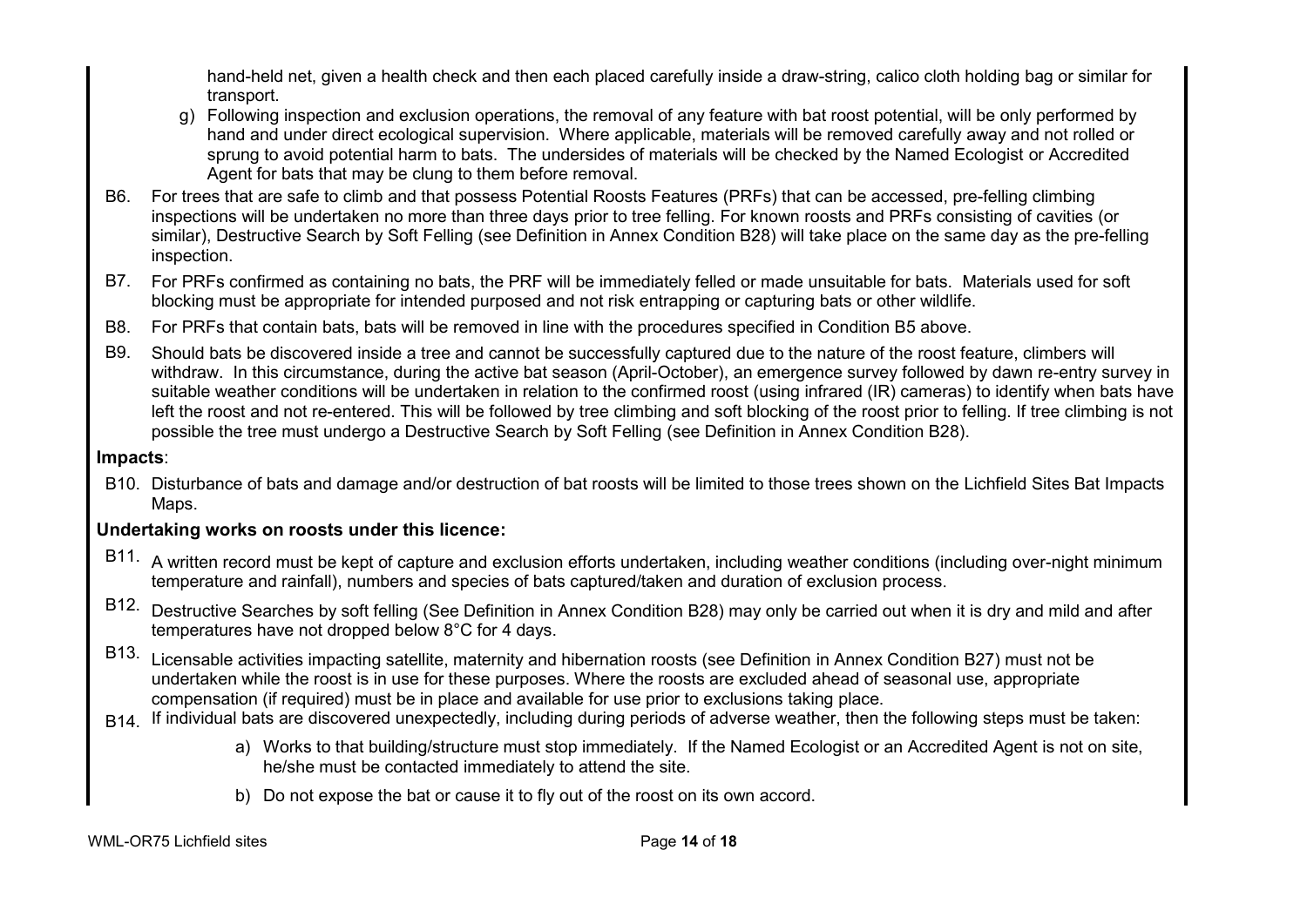hand-held net, given a health check and then each placed carefully inside a draw-string, calico cloth holding bag or similar for transport.

g) Following inspection and exclusion operations, the removal of any feature with bat roost potential, will be only performed by hand and under direct ecological supervision. Where applicable, materials will be removed carefully away and not rolled or sprung to avoid potential harm to bats. The undersides of materials will be checked by the Named Ecologist or Accredited Agent for bats that may be clung to them before removal.

B6. For trees that are safe to climb and that possess Potential Roosts Features (PRFs) that can be accessed, pre-felling climbing inspections will be undertaken no more than three days prior to tree felling. For known roosts and PRFs consisting of cavities (or similar), Destructive Search by Soft Felling (see Definition in Annex Condition B28) will take place on the same day as the pre-felling inspection.

B7. For PRFs confirmed as containing no bats, the PRF will be immediately felled or made unsuitable for bats. Materials used for soft blocking must be appropriate for intended purposed and not risk entrapping or capturing bats or other wildlife.

B8. For PRFs that contain bats, bats will be removed in line with the procedures specified in Condition B5 above.

B9. Should bats be discovered inside a tree and cannot be successfully captured due to the nature of the roost feature, climbers will withdraw. In this circumstance, during the active bat season (April-October), an emergence survey followed by dawn re-entry survey in suitable weather conditions will be undertaken in relation to the confirmed roost (using infrared (IR) cameras) to identify when bats have left the roost and not re-entered. This will be followed by tree climbing and soft blocking of the roost prior to felling. If tree climbing is not possible the tree must undergo a Destructive Search by Soft Felling (see Definition in Annex Condition B28).

**Impacts**:

B10. Disturbance of bats and damage and/or destruction of bat roosts will be limited to those trees shown on the Lichfield Sites Bat Impacts Maps.

**Undertaking works on roosts under this licence:**

B11. A written record must be kept of capture and exclusion efforts undertaken, including weather conditions (including over-night minimum temperature and rainfall), numbers and species of bats captured/taken and duration of exclusion process.

B12. Destructive Searches by soft felling (See Definition in Annex Condition B28) may only be carried out when it is dry and mild and after temperatures have not dropped below 8°C for 4 days.

B13. Licensable activities impacting satellite, maternity and hibernation roosts (see Definition in Annex Condition B27) must not be undertaken while the roost is in use for these purposes. Where the roosts are excluded ahead of seasonal use, appropriate compensation (if required) must be in place and available for use prior to exclusions taking place.

B14. If individual bats are discovered unexpectedly, including during periods of adverse weather, then the following steps must be taken:

a) Works to that building/structure must stop immediately. If the Named Ecologist or an Accredited Agent is not on site, he/she must be contacted immediately to attend the site.

b) Do not expose the bat or cause it to fly out of the roost on its own accord.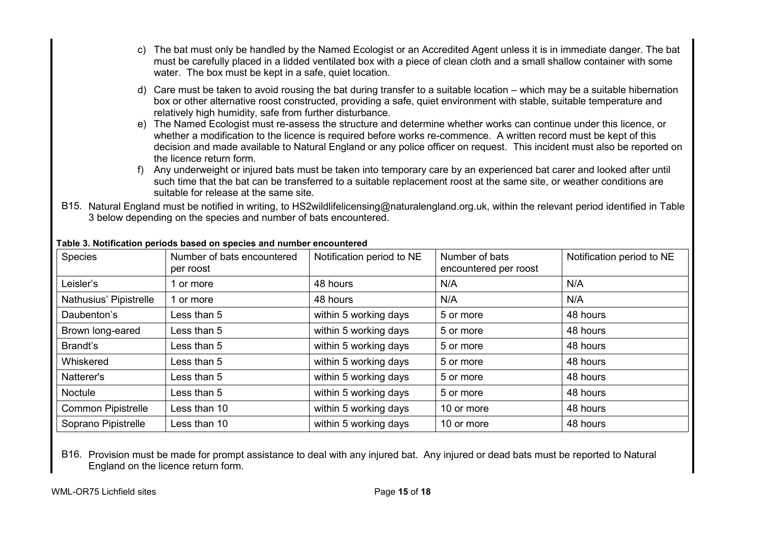c) The bat must only be handled by the Named Ecologist or an Accredited Agent unless it is in immediate danger. The bat must be carefully placed in a lidded ventilated box with a piece of clean cloth and a small shallow container with some water. The box must be kept in a safe, quiet location.

d) Care must be taken to avoid rousing the bat during transfer to a suitable location – which may be a suitable hibernation box or other alternative roost constructed, providing a safe, quiet environment with stable, suitable temperature and relatively high humidity, safe from further disturbance.

e) The Named Ecologist must re-assess the structure and determine whether works can continue under this licence, or whether a modification to the licence is required before works re-commence. A written record must be kept of this decision and made available to Natural England or any police officer on request. This incident must also be reported on the licence return form.

f) Any underweight or injured bats must be taken into temporary care by an experienced bat carer and looked after until such time that the bat can be transferred to a suitable replacement roost at the same site, or weather conditions are suitable for release at the same site.

B15. Natural England must be notified in writing, to HS2wildlifelicensing@naturalengland.org.uk, within the relevant period identified in Table 3 below depending on the species and number of bats encountered.

**Table 3. Notification periods based on species and number encountered**

| Species | Number of bats encountered per roost | Notification period to NE | Number of bats encountered per roost | Notification period to NE |
|---|---|---|---|---|
| Leisler's | 1 or more | 48 hours | N/A | N/A |
| Nathusius' Pipistrelle | 1 or more | 48 hours | N/A | N/A |
| Daubenton's | Less than 5 | within 5 working days | 5 or more | 48 hours |
| Brown long-eared | Less than 5 | within 5 working days | 5 or more | 48 hours |
| Brandt's | Less than 5 | within 5 working days | 5 or more | 48 hours |
| Whiskered | Less than 5 | within 5 working days | 5 or more | 48 hours |
| Natterer's | Less than 5 | within 5 working days | 5 or more | 48 hours |
| Noctule | Less than 5 | within 5 working days | 5 or more | 48 hours |
| Common Pipistrelle | Less than 10 | within 5 working days | 10 or more | 48 hours |
| Soprano Pipistrelle | Less than 10 | within 5 working days | 10 or more | 48 hours |

B16. Provision must be made for prompt assistance to deal with any injured bat. Any injured or dead bats must be reported to Natural England on the licence return form.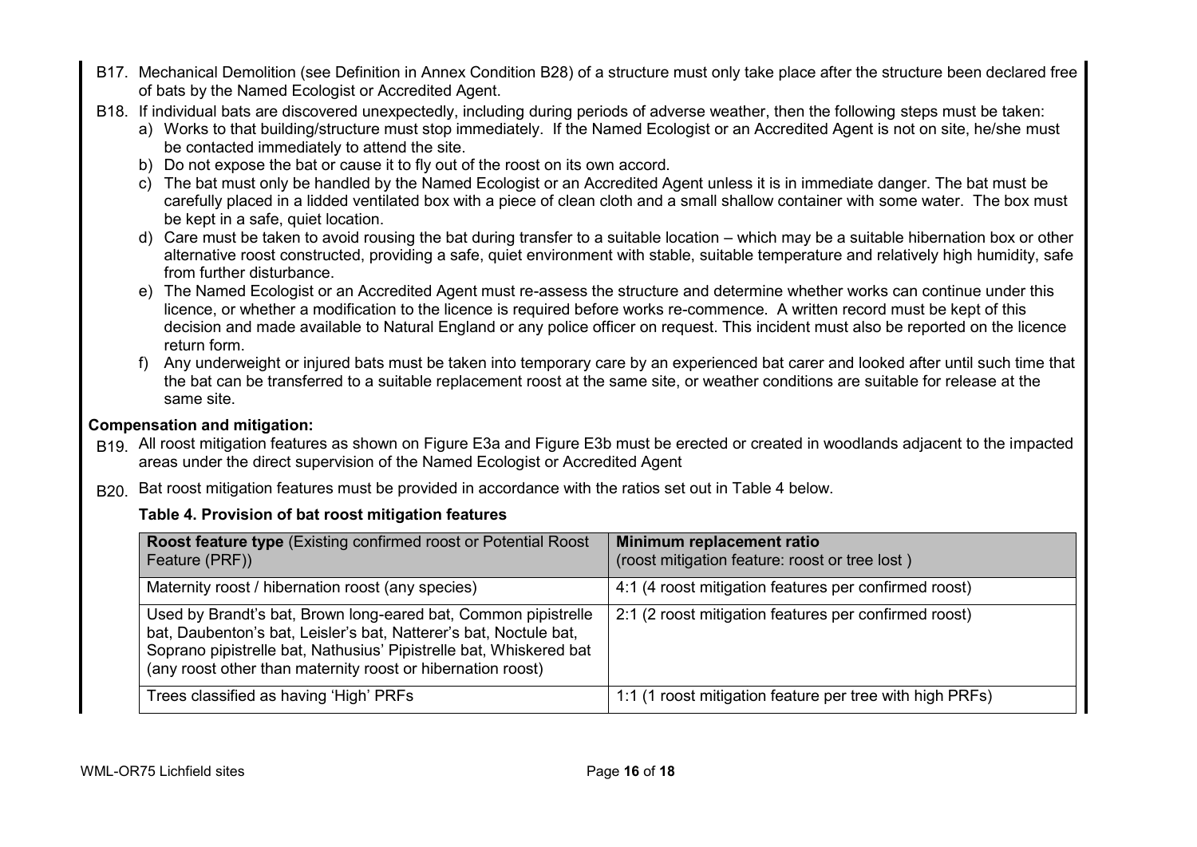B17. Mechanical Demolition (see Definition in Annex Condition B28) of a structure must only take place after the structure been declared free of bats by the Named Ecologist or Accredited Agent.

B18. If individual bats are discovered unexpectedly, including during periods of adverse weather, then the following steps must be taken:

a) Works to that building/structure must stop immediately. If the Named Ecologist or an Accredited Agent is not on site, he/she must be contacted immediately to attend the site.

b) Do not expose the bat or cause it to fly out of the roost on its own accord.

c) The bat must only be handled by the Named Ecologist or an Accredited Agent unless it is in immediate danger. The bat must be carefully placed in a lidded ventilated box with a piece of clean cloth and a small shallow container with some water. The box must be kept in a safe, quiet location.

d) Care must be taken to avoid rousing the bat during transfer to a suitable location – which may be a suitable hibernation box or other alternative roost constructed, providing a safe, quiet environment with stable, suitable temperature and relatively high humidity, safe from further disturbance.

e) The Named Ecologist or an Accredited Agent must re-assess the structure and determine whether works can continue under this licence, or whether a modification to the licence is required before works re-commence. A written record must be kept of this decision and made available to Natural England or any police officer on request. This incident must also be reported on the licence return form.

f) Any underweight or injured bats must be taken into temporary care by an experienced bat carer and looked after until such time that the bat can be transferred to a suitable replacement roost at the same site, or weather conditions are suitable for release at the same site.

**Compensation and mitigation:**

B19. All roost mitigation features as shown on Figure E3a and Figure E3b must be erected or created in woodlands adjacent to the impacted areas under the direct supervision of the Named Ecologist or Accredited Agent

B20. Bat roost mitigation features must be provided in accordance with the ratios set out in Table 4 below.

**Table 4. Provision of bat roost mitigation features**

| **Roost feature type** (Existing confirmed roost or Potential Roost Feature (PRF)) | **Minimum replacement ratio** (roost mitigation feature: roost or tree lost ) |
|---|---|
| Maternity roost / hibernation roost (any species) | 4:1 (4 roost mitigation features per confirmed roost) |
| Used by Brandt's bat, Brown long-eared bat, Common pipistrelle bat, Daubenton's bat, Leisler's bat, Natterer's bat, Noctule bat, Soprano pipistrelle bat, Nathusius' Pipistrelle bat, Whiskered bat (any roost other than maternity roost or hibernation roost) | 2:1 (2 roost mitigation features per confirmed roost) |
| Trees classified as having 'High' PRFs | 1:1 (1 roost mitigation feature per tree with high PRFs) |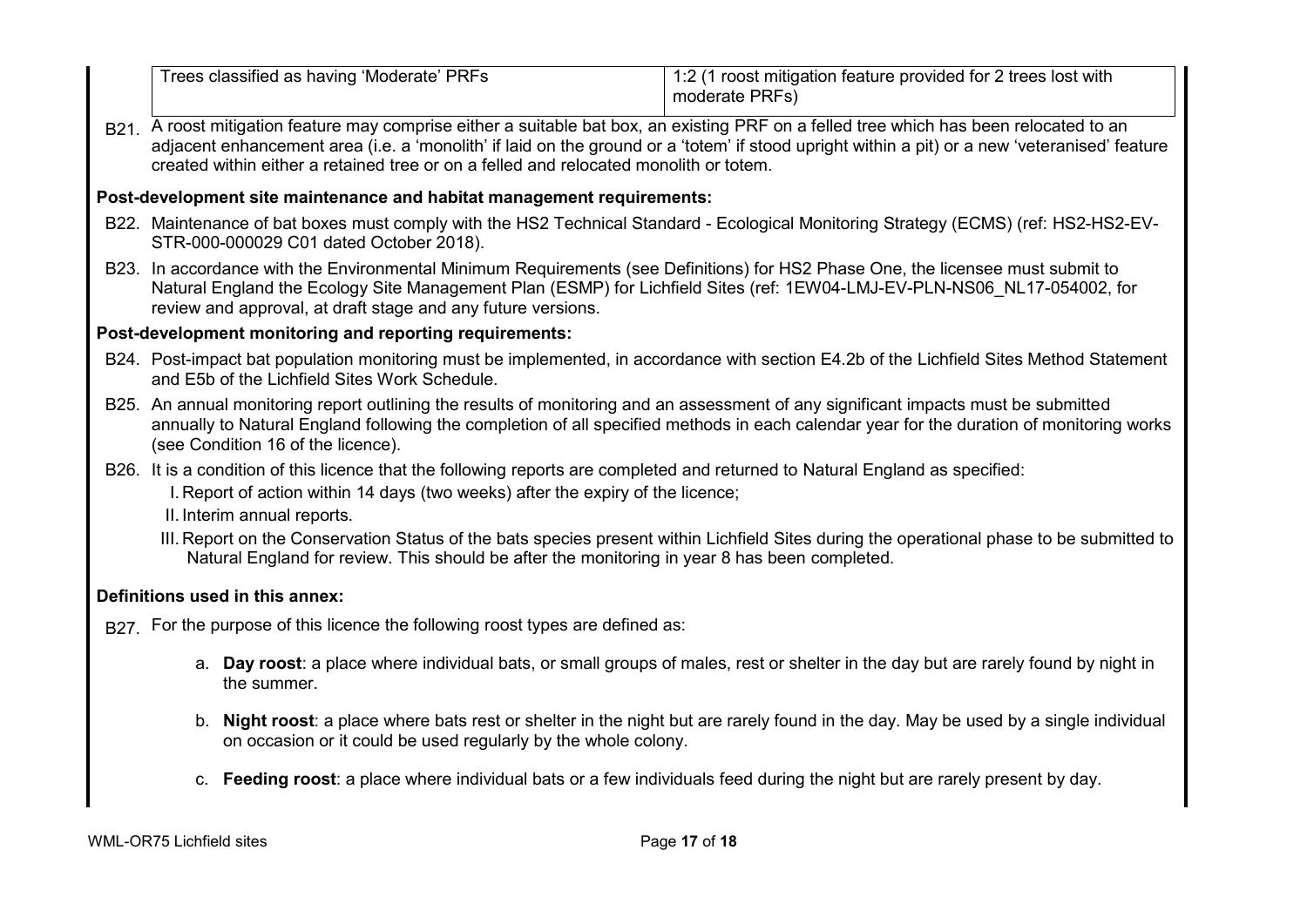| Trees classified as having 'Moderate' PRFs | 1:2 (1 roost mitigation feature provided for 2 trees lost with moderate PRFs) |
| --- | --- |

B21. A roost mitigation feature may comprise either a suitable bat box, an existing PRF on a felled tree which has been relocated to an adjacent enhancement area (i.e. a 'monolith' if laid on the ground or a 'totem' if stood upright within a pit) or a new 'veteranised' feature created within either a retained tree or on a felled and relocated monolith or totem.

**Post-development site maintenance and habitat management requirements:**

B22. Maintenance of bat boxes must comply with the HS2 Technical Standard - Ecological Monitoring Strategy (ECMS) (ref: HS2-HS2-EV-STR-000-000029 C01 dated October 2018).

B23. In accordance with the Environmental Minimum Requirements (see Definitions) for HS2 Phase One, the licensee must submit to Natural England the Ecology Site Management Plan (ESMP) for Lichfield Sites (ref: 1EW04-LMJ-EV-PLN-NS06_NL17-054002, for review and approval, at draft stage and any future versions.

**Post-development monitoring and reporting requirements:**

B24. Post-impact bat population monitoring must be implemented, in accordance with section E4.2b of the Lichfield Sites Method Statement and E5b of the Lichfield Sites Work Schedule.

B25. An annual monitoring report outlining the results of monitoring and an assessment of any significant impacts must be submitted annually to Natural England following the completion of all specified methods in each calendar year for the duration of monitoring works (see Condition 16 of the licence).

B26. It is a condition of this licence that the following reports are completed and returned to Natural England as specified:

I. Report of action within 14 days (two weeks) after the expiry of the licence;

II. Interim annual reports.

III. Report on the Conservation Status of the bats species present within Lichfield Sites during the operational phase to be submitted to Natural England for review. This should be after the monitoring in year 8 has been completed.

**Definitions used in this annex:**

B27. For the purpose of this licence the following roost types are defined as:

a. **Day roost**: a place where individual bats, or small groups of males, rest or shelter in the day but are rarely found by night in the summer.

b. **Night roost**: a place where bats rest or shelter in the night but are rarely found in the day. May be used by a single individual on occasion or it could be used regularly by the whole colony.

c. **Feeding roost**: a place where individual bats or a few individuals feed during the night but are rarely present by day.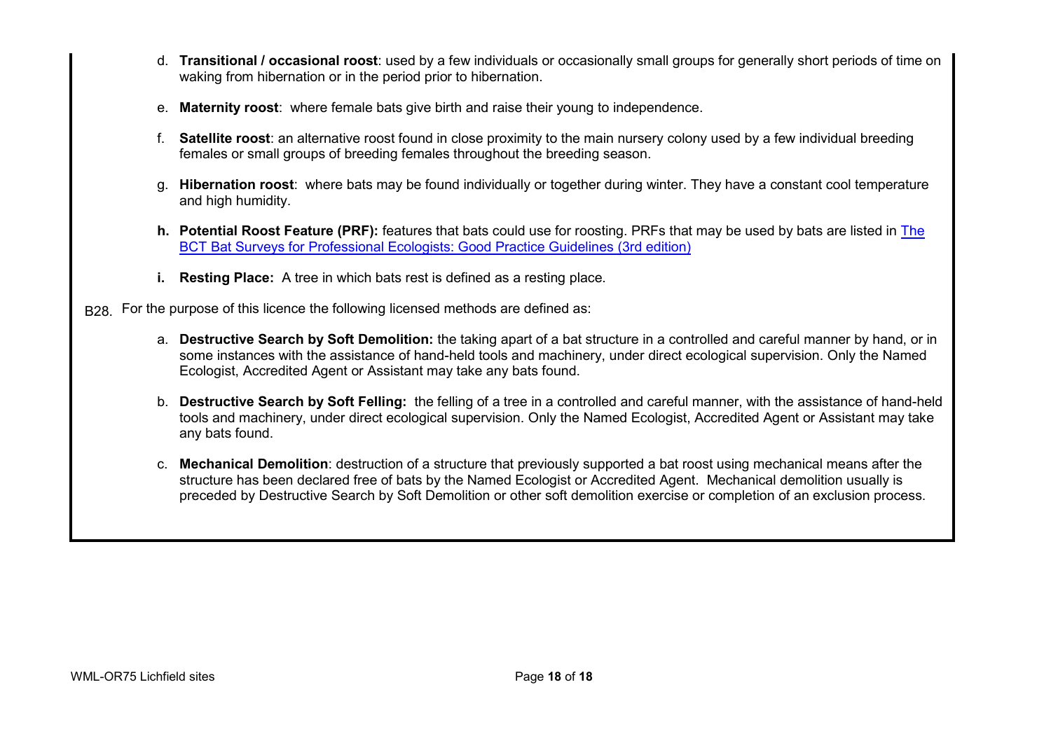d. **Transitional / occasional roost**: used by a few individuals or occasionally small groups for generally short periods of time on waking from hibernation or in the period prior to hibernation.

e. **Maternity roost**: where female bats give birth and raise their young to independence.

f. **Satellite roost**: an alternative roost found in close proximity to the main nursery colony used by a few individual breeding females or small groups of breeding females throughout the breeding season.

g. **Hibernation roost**: where bats may be found individually or together during winter. They have a constant cool temperature and high humidity.

**h. Potential Roost Feature (PRF):** features that bats could use for roosting. PRFs that may be used by bats are listed in The BCT Bat Surveys for Professional Ecologists: Good Practice Guidelines (3rd edition)

**i. Resting Place:** A tree in which bats rest is defined as a resting place.

B28. For the purpose of this licence the following licensed methods are defined as:

a. **Destructive Search by Soft Demolition:** the taking apart of a bat structure in a controlled and careful manner by hand, or in some instances with the assistance of hand-held tools and machinery, under direct ecological supervision. Only the Named Ecologist, Accredited Agent or Assistant may take any bats found.

b. **Destructive Search by Soft Felling:** the felling of a tree in a controlled and careful manner, with the assistance of hand-held tools and machinery, under direct ecological supervision. Only the Named Ecologist, Accredited Agent or Assistant may take any bats found.

c. **Mechanical Demolition**: destruction of a structure that previously supported a bat roost using mechanical means after the structure has been declared free of bats by the Named Ecologist or Accredited Agent. Mechanical demolition usually is preceded by Destructive Search by Soft Demolition or other soft demolition exercise or completion of an exclusion process.